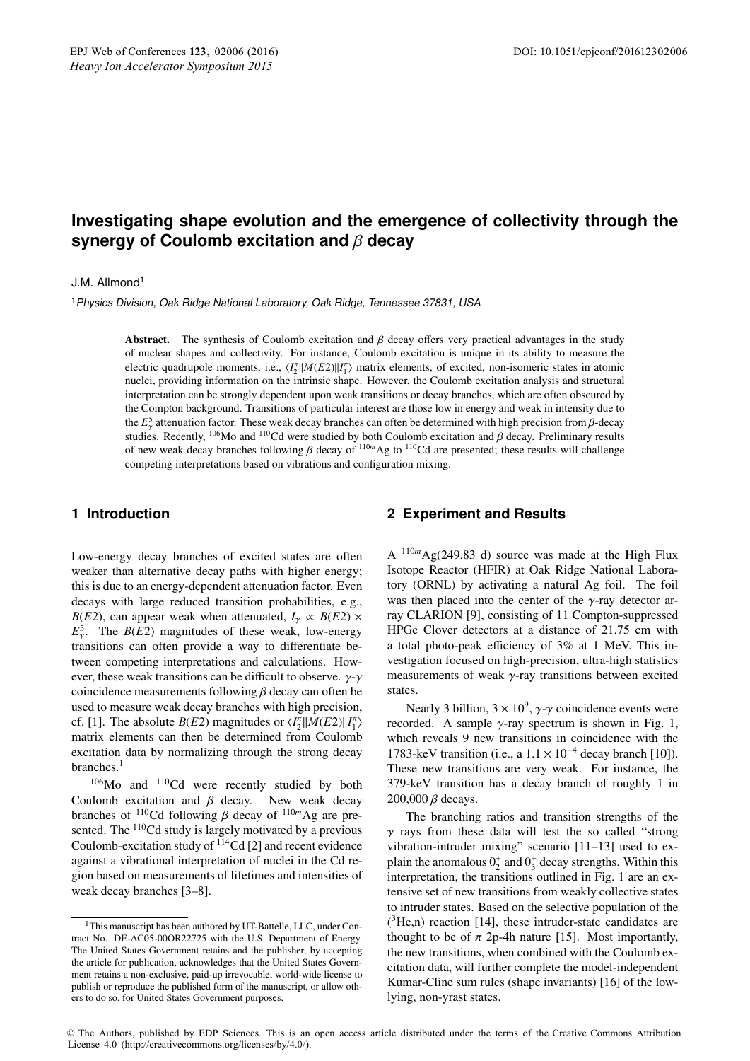# Investigating shape evolution and the emergence of collectivity through the synergy of Coulomb excitation and $\beta$ decay

J.M. Allmond[1]

[1] *Physics Division, Oak Ridge National Laboratory, Oak Ridge, Tennessee 37831, USA*

**Abstract.** The synthesis of Coulomb excitation and $\beta$ decay offers very practical advantages in the study of nuclear shapes and collectivity. For instance, Coulomb excitation is unique in its ability to measure the electric quadrupole moments, i.e., $\langle I_2^\pi \| M(E2) \| I_1^\pi \rangle$ matrix elements, of excited, non-isomeric states in atomic nuclei, providing information on the intrinsic shape. However, the Coulomb excitation analysis and structural interpretation can be strongly dependent upon weak transitions or decay branches, which are often obscured by the Compton background. Transitions of particular interest are those low in energy and weak in intensity due to the $E_\gamma^5$ attenuation factor. These weak decay branches can often be determined with high precision from $\beta$-decay studies. Recently, $^{106}$Mo and $^{110}$Cd were studied by both Coulomb excitation and $\beta$ decay. Preliminary results of new weak decay branches following $\beta$ decay of $^{110m}$Ag to $^{110}$Cd are presented; these results will challenge competing interpretations based on vibrations and configuration mixing.

## 1 Introduction

Low-energy decay branches of excited states are often weaker than alternative decay paths with higher energy; this is due to an energy-dependent attenuation factor. Even decays with large reduced transition probabilities, e.g., $B(E2)$, can appear weak when attenuated, $I_\gamma \propto B(E2) \times E_\gamma^5$. The $B(E2)$ magnitudes of these weak, low-energy transitions can often provide a way to differentiate between competing interpretations and calculations. However, these weak transitions can be difficult to observe. $\gamma$-$\gamma$ coincidence measurements following $\beta$ decay can often be used to measure weak decay branches with high precision, cf. [1]. The absolute $B(E2)$ magnitudes or $\langle I_2^\pi \| M(E2) \| I_1^\pi \rangle$ matrix elements can then be determined from Coulomb excitation data by normalizing through the strong decay branches.[1]

$^{106}$Mo and $^{110}$Cd were recently studied by both Coulomb excitation and $\beta$ decay. New weak decay branches of $^{110}$Cd following $\beta$ decay of $^{110m}$Ag are presented. The $^{110}$Cd study is largely motivated by a previous Coulomb-excitation study of $^{114}$Cd [2] and recent evidence against a vibrational interpretation of nuclei in the Cd region based on measurements of lifetimes and intensities of weak decay branches [3–8].

[1] This manuscript has been authored by UT-Battelle, LLC, under Contract No. DE-AC05-00OR22725 with the U.S. Department of Energy. The United States Government retains and the publisher, by accepting the article for publication, acknowledges that the United States Government retains a non-exclusive, paid-up irrevocable, world-wide license to publish or reproduce the published form of the manuscript, or allow others to do so, for United States Government purposes.

## 2 Experiment and Results

A $^{110m}$Ag(249.83 d) source was made at the High Flux Isotope Reactor (HFIR) at Oak Ridge National Laboratory (ORNL) by activating a natural Ag foil. The foil was then placed into the center of the $\gamma$-ray detector array CLARION [9], consisting of 11 Compton-suppressed HPGe Clover detectors at a distance of 21.75 cm with a total photo-peak efficiency of 3% at 1 MeV. This investigation focused on high-precision, ultra-high statistics measurements of weak $\gamma$-ray transitions between excited states.

Nearly 3 billion, $3 \times 10^9$, $\gamma$-$\gamma$ coincidence events were recorded. A sample $\gamma$-ray spectrum is shown in Fig. 1, which reveals 9 new transitions in coincidence with the 1783-keV transition (i.e., a $1.1 \times 10^{-4}$ decay branch [10]). These new transitions are very weak. For instance, the 379-keV transition has a decay branch of roughly 1 in 200,000 $\beta$ decays.

The branching ratios and transition strengths of the $\gamma$ rays from these data will test the so called "strong vibration-intruder mixing" scenario [11–13] used to explain the anomalous $0_2^+$ and $0_3^+$ decay strengths. Within this interpretation, the transitions outlined in Fig. 1 are an extensive set of new transitions from weakly collective states to intruder states. Based on the selective population of the ($^3$He,n) reaction [14], these intruder-state candidates are thought to be of $\pi$ 2p-4h nature [15]. Most importantly, the new transitions, when combined with the Coulomb excitation data, will further complete the model-independent Kumar-Cline sum rules (shape invariants) [16] of the low-lying, non-yrast states.

© The Authors, published by EDP Sciences. This is an open access article distributed under the terms of the Creative Commons Attribution License 4.0 (http://creativecommons.org/licenses/by/4.0/).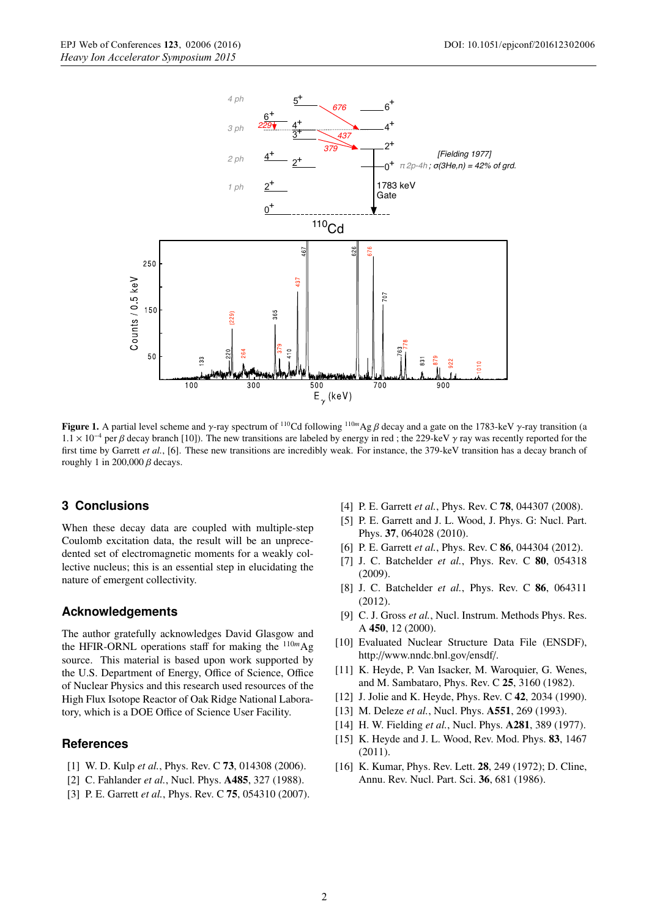4 ph

3 ph

2 ph

1 ph

$5^+$

$6^+$

229

$4^+$

$3^+$

$4^+$

$2^+$

$2^+$

$0^+$

676

437

379

$6^+$

$4^+$

$2^+$

$0^+$

[Fielding 1977]

$\pi$ 2p-4h ; $\sigma$(3He,n) = 42% of grd.

1783 keV
Gate

$^{110}$Cd

250

150

50

Counts / 0.5 keV

100

300

500

700

900

$E_\gamma$ (keV)

133

220

(229)

264

365

379

410

437

467

626

676

707

763

778

831

879

922

1010

**Figure 1.** A partial level scheme and $\gamma$-ray spectrum of $^{110}$Cd following $^{110m}$Ag $\beta$ decay and a gate on the 1783-keV $\gamma$-ray transition (a $1.1 \times 10^{-4}$ per $\beta$ decay branch [10]). The new transitions are labeled by energy in red ; the 229-keV $\gamma$ ray was recently reported for the first time by Garrett *et al.*, [6]. These new transitions are incredibly weak. For instance, the 379-keV transition has a decay branch of roughly 1 in 200,000 $\beta$ decays.

## 3 Conclusions

When these decay data are coupled with multiple-step Coulomb excitation data, the result will be an unprecedented set of electromagnetic moments for a weakly collective nucleus; this is an essential step in elucidating the nature of emergent collectivity.

## Acknowledgements

The author gratefully acknowledges David Glasgow and the HFIR-ORNL operations staff for making the $^{110m}$Ag source. This material is based upon work supported by the U.S. Department of Energy, Office of Science, Office of Nuclear Physics and this research used resources of the High Flux Isotope Reactor of Oak Ridge National Laboratory, which is a DOE Office of Science User Facility.

## References

[1] W. D. Kulp *et al.*, Phys. Rev. C **73**, 014308 (2006).

[2] C. Fahlander *et al.*, Nucl. Phys. **A485**, 327 (1988).

[3] P. E. Garrett *et al.*, Phys. Rev. C **75**, 054310 (2007).

[4] P. E. Garrett *et al.*, Phys. Rev. C **78**, 044307 (2008).

[5] P. E. Garrett and J. L. Wood, J. Phys. G: Nucl. Part. Phys. **37**, 064028 (2010).

[6] P. E. Garrett *et al.*, Phys. Rev. C **86**, 044304 (2012).

[7] J. C. Batchelder *et al.*, Phys. Rev. C **80**, 054318 (2009).

[8] J. C. Batchelder *et al.*, Phys. Rev. C **86**, 064311 (2012).

[9] C. J. Gross *et al.*, Nucl. Instrum. Methods Phys. Res. A **450**, 12 (2000).

[10] Evaluated Nuclear Structure Data File (ENSDF), http://www.nndc.bnl.gov/ensdf/.

[11] K. Heyde, P. Van Isacker, M. Waroquier, G. Wenes, and M. Sambataro, Phys. Rev. C **25**, 3160 (1982).

[12] J. Jolie and K. Heyde, Phys. Rev. C **42**, 2034 (1990).

[13] M. Deleze *et al.*, Nucl. Phys. **A551**, 269 (1993).

[14] H. W. Fielding *et al.*, Nucl. Phys. **A281**, 389 (1977).

[15] K. Heyde and J. L. Wood, Rev. Mod. Phys. **83**, 1467 (2011).

[16] K. Kumar, Phys. Rev. Lett. **28**, 249 (1972); D. Cline, Annu. Rev. Nucl. Part. Sci. **36**, 681 (1986).